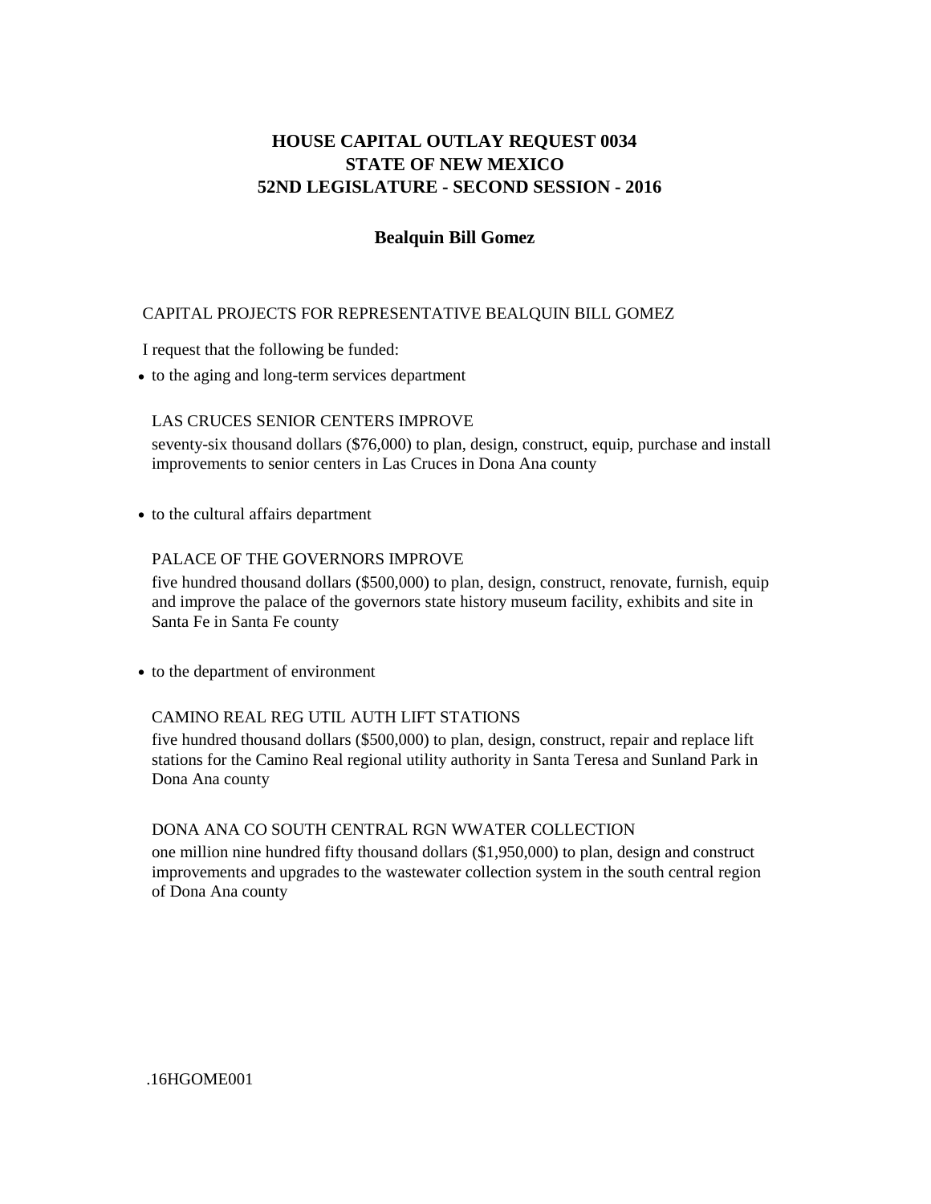# HOUSE CAPITAL OUTLAY REQUEST 0034
# STATE OF NEW MEXICO
# 52ND LEGISLATURE - SECOND SESSION - 2016

## Bealquin Bill Gomez

CAPITAL PROJECTS FOR REPRESENTATIVE BEALQUIN BILL GOMEZ

I request that the following be funded:

- to the aging and long-term services department

  LAS CRUCES SENIOR CENTERS IMPROVE

  seventy-six thousand dollars ($76,000) to plan, design, construct, equip, purchase and install improvements to senior centers in Las Cruces in Dona Ana county

- to the cultural affairs department

  PALACE OF THE GOVERNORS IMPROVE

  five hundred thousand dollars ($500,000) to plan, design, construct, renovate, furnish, equip and improve the palace of the governors state history museum facility, exhibits and site in Santa Fe in Santa Fe county

- to the department of environment

  CAMINO REAL REG UTIL AUTH LIFT STATIONS

  five hundred thousand dollars ($500,000) to plan, design, construct, repair and replace lift stations for the Camino Real regional utility authority in Santa Teresa and Sunland Park in Dona Ana county

  DONA ANA CO SOUTH CENTRAL RGN WWATER COLLECTION

  one million nine hundred fifty thousand dollars ($1,950,000) to plan, design and construct improvements and upgrades to the wastewater collection system in the south central region of Dona Ana county

.16HGOME001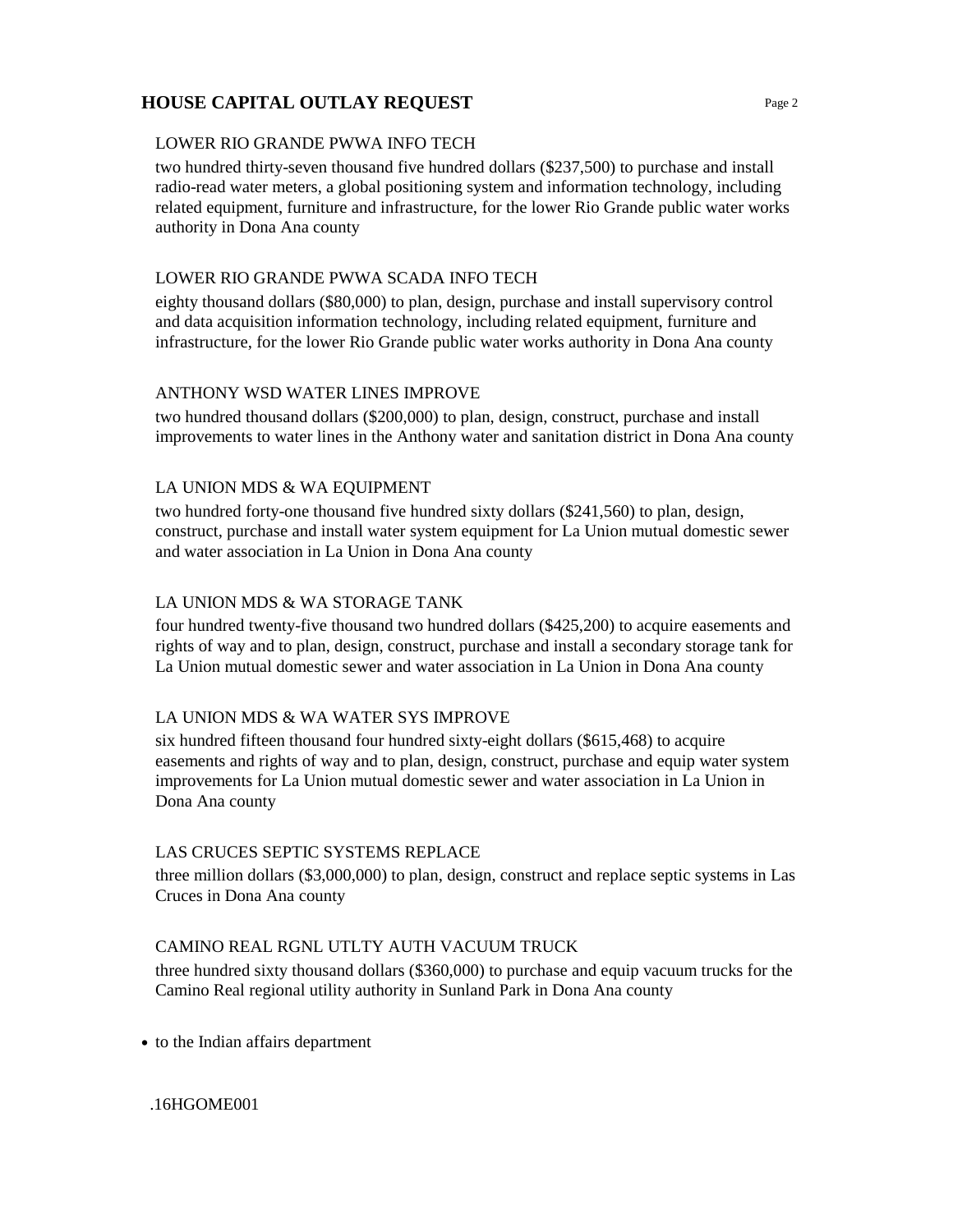LOWER RIO GRANDE PWWA INFO TECH

two hundred thirty-seven thousand five hundred dollars ($237,500) to purchase and install radio-read water meters, a global positioning system and information technology, including related equipment, furniture and infrastructure, for the lower Rio Grande public water works authority in Dona Ana county

LOWER RIO GRANDE PWWA SCADA INFO TECH

eighty thousand dollars ($80,000) to plan, design, purchase and install supervisory control and data acquisition information technology, including related equipment, furniture and infrastructure, for the lower Rio Grande public water works authority in Dona Ana county

ANTHONY WSD WATER LINES IMPROVE

two hundred thousand dollars ($200,000) to plan, design, construct, purchase and install improvements to water lines in the Anthony water and sanitation district in Dona Ana county

LA UNION MDS & WA EQUIPMENT

two hundred forty-one thousand five hundred sixty dollars ($241,560) to plan, design, construct, purchase and install water system equipment for La Union mutual domestic sewer and water association in La Union in Dona Ana county

LA UNION MDS & WA STORAGE TANK

four hundred twenty-five thousand two hundred dollars ($425,200) to acquire easements and rights of way and to plan, design, construct, purchase and install a secondary storage tank for La Union mutual domestic sewer and water association in La Union in Dona Ana county

LA UNION MDS & WA WATER SYS IMPROVE

six hundred fifteen thousand four hundred sixty-eight dollars ($615,468) to acquire easements and rights of way and to plan, design, construct, purchase and equip water system improvements for La Union mutual domestic sewer and water association in La Union in Dona Ana county

LAS CRUCES SEPTIC SYSTEMS REPLACE

three million dollars ($3,000,000) to plan, design, construct and replace septic systems in Las Cruces in Dona Ana county

CAMINO REAL RGNL UTLTY AUTH VACUUM TRUCK

three hundred sixty thousand dollars ($360,000) to purchase and equip vacuum trucks for the Camino Real regional utility authority in Sunland Park in Dona Ana county

- to the Indian affairs department

.16HGOME001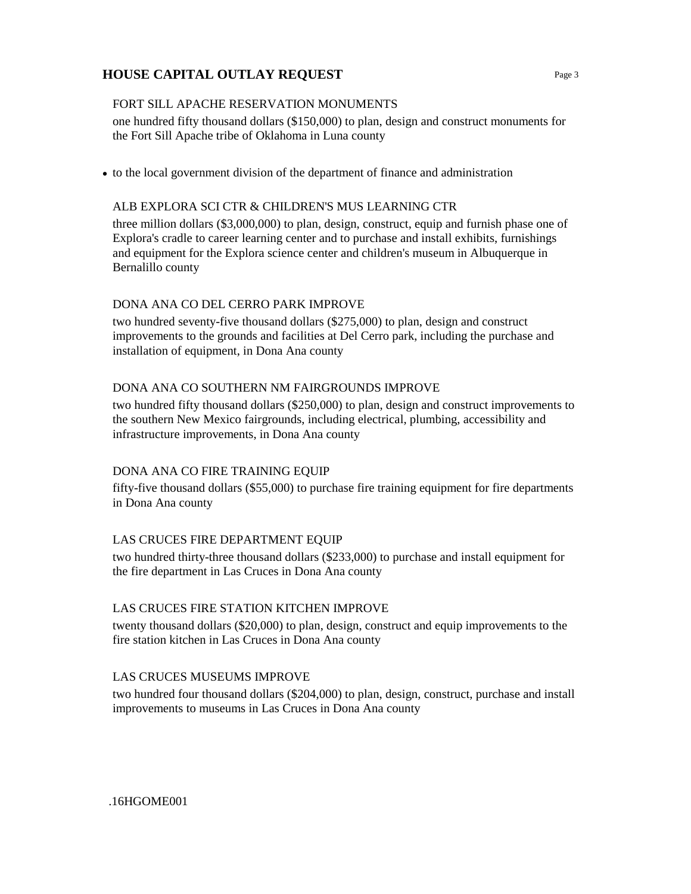FORT SILL APACHE RESERVATION MONUMENTS

one hundred fifty thousand dollars ($150,000) to plan, design and construct monuments for the Fort Sill Apache tribe of Oklahoma in Luna county

- to the local government division of the department of finance and administration

ALB EXPLORA SCI CTR & CHILDREN'S MUS LEARNING CTR

three million dollars ($3,000,000) to plan, design, construct, equip and furnish phase one of Explora's cradle to career learning center and to purchase and install exhibits, furnishings and equipment for the Explora science center and children's museum in Albuquerque in Bernalillo county

DONA ANA CO DEL CERRO PARK IMPROVE

two hundred seventy-five thousand dollars ($275,000) to plan, design and construct improvements to the grounds and facilities at Del Cerro park, including the purchase and installation of equipment, in Dona Ana county

DONA ANA CO SOUTHERN NM FAIRGROUNDS IMPROVE

two hundred fifty thousand dollars ($250,000) to plan, design and construct improvements to the southern New Mexico fairgrounds, including electrical, plumbing, accessibility and infrastructure improvements, in Dona Ana county

DONA ANA CO FIRE TRAINING EQUIP

fifty-five thousand dollars ($55,000) to purchase fire training equipment for fire departments in Dona Ana county

LAS CRUCES FIRE DEPARTMENT EQUIP

two hundred thirty-three thousand dollars ($233,000) to purchase and install equipment for the fire department in Las Cruces in Dona Ana county

LAS CRUCES FIRE STATION KITCHEN IMPROVE

twenty thousand dollars ($20,000) to plan, design, construct and equip improvements to the fire station kitchen in Las Cruces in Dona Ana county

LAS CRUCES MUSEUMS IMPROVE

two hundred four thousand dollars ($204,000) to plan, design, construct, purchase and install improvements to museums in Las Cruces in Dona Ana county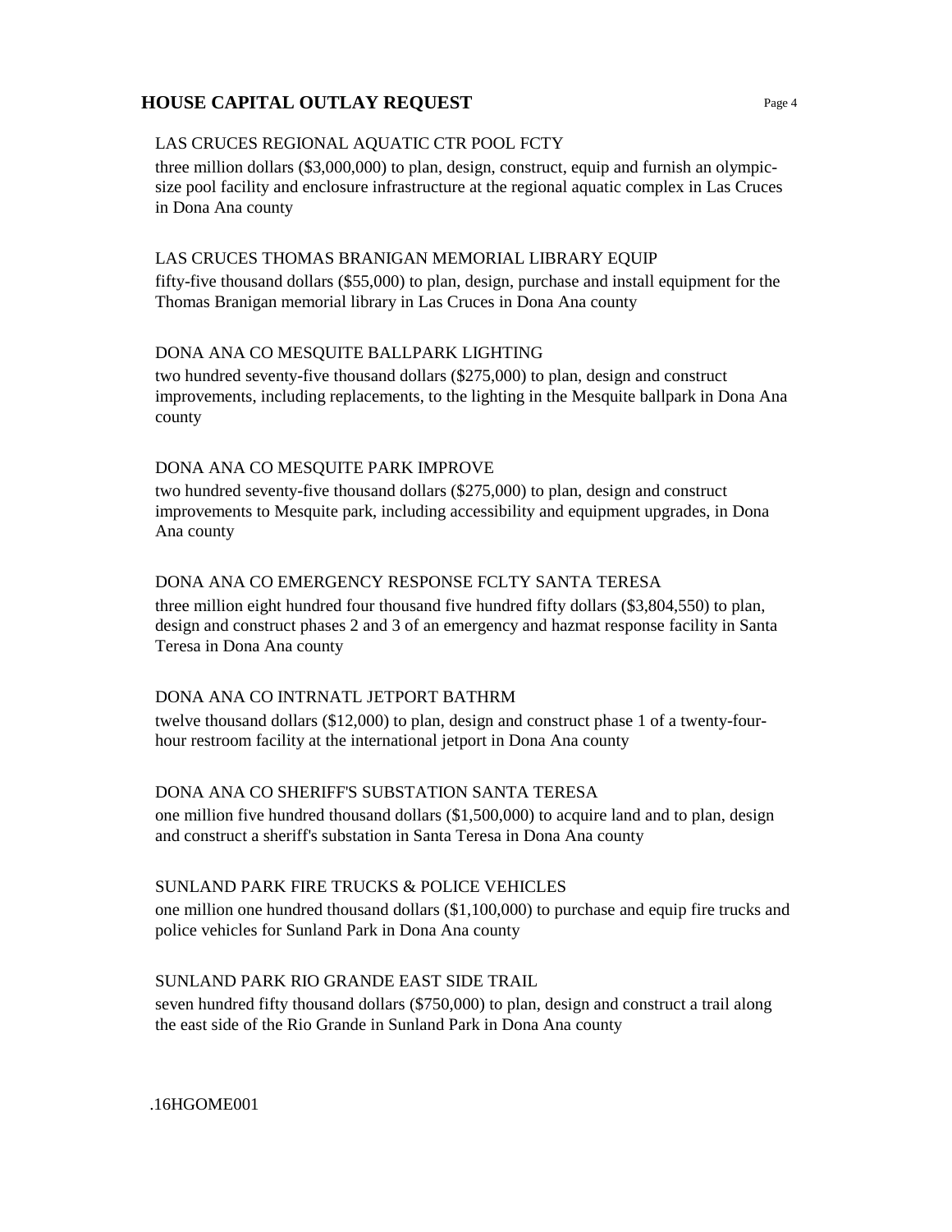LAS CRUCES REGIONAL AQUATIC CTR POOL FCTY

three million dollars ($3,000,000) to plan, design, construct, equip and furnish an olympic-size pool facility and enclosure infrastructure at the regional aquatic complex in Las Cruces in Dona Ana county

LAS CRUCES THOMAS BRANIGAN MEMORIAL LIBRARY EQUIP

fifty-five thousand dollars ($55,000) to plan, design, purchase and install equipment for the Thomas Branigan memorial library in Las Cruces in Dona Ana county

DONA ANA CO MESQUITE BALLPARK LIGHTING

two hundred seventy-five thousand dollars ($275,000) to plan, design and construct improvements, including replacements, to the lighting in the Mesquite ballpark in Dona Ana county

DONA ANA CO MESQUITE PARK IMPROVE

two hundred seventy-five thousand dollars ($275,000) to plan, design and construct improvements to Mesquite park, including accessibility and equipment upgrades, in Dona Ana county

DONA ANA CO EMERGENCY RESPONSE FCLTY SANTA TERESA

three million eight hundred four thousand five hundred fifty dollars ($3,804,550) to plan, design and construct phases 2 and 3 of an emergency and hazmat response facility in Santa Teresa in Dona Ana county

DONA ANA CO INTRNATL JETPORT BATHRM

twelve thousand dollars ($12,000) to plan, design and construct phase 1 of a twenty-four-hour restroom facility at the international jetport in Dona Ana county

DONA ANA CO SHERIFF'S SUBSTATION SANTA TERESA

one million five hundred thousand dollars ($1,500,000) to acquire land and to plan, design and construct a sheriff's substation in Santa Teresa in Dona Ana county

SUNLAND PARK FIRE TRUCKS & POLICE VEHICLES

one million one hundred thousand dollars ($1,100,000) to purchase and equip fire trucks and police vehicles for Sunland Park in Dona Ana county

SUNLAND PARK RIO GRANDE EAST SIDE TRAIL

seven hundred fifty thousand dollars ($750,000) to plan, design and construct a trail along the east side of the Rio Grande in Sunland Park in Dona Ana county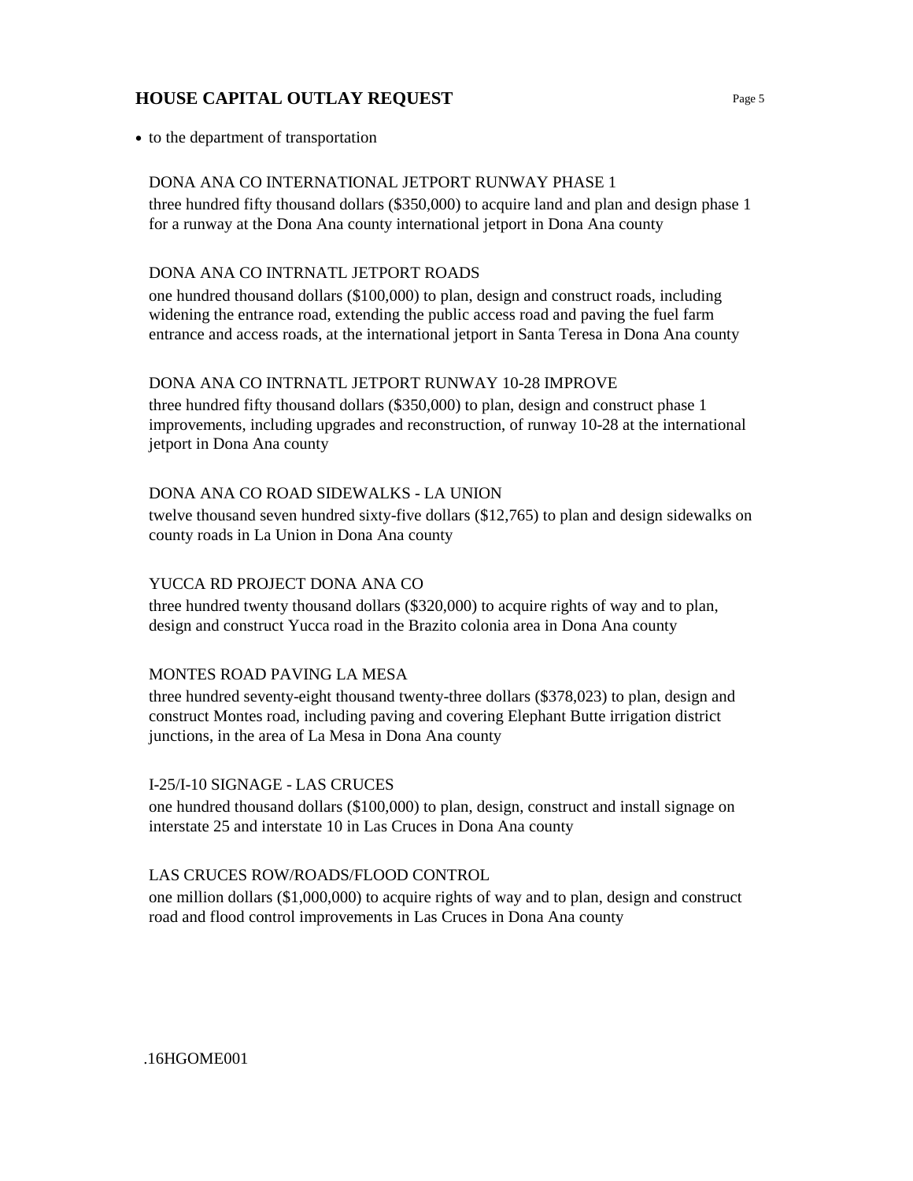- to the department of transportation

DONA ANA CO INTERNATIONAL JETPORT RUNWAY PHASE 1

three hundred fifty thousand dollars ($350,000) to acquire land and plan and design phase 1 for a runway at the Dona Ana county international jetport in Dona Ana county

DONA ANA CO INTRNATL JETPORT ROADS

one hundred thousand dollars ($100,000) to plan, design and construct roads, including widening the entrance road, extending the public access road and paving the fuel farm entrance and access roads, at the international jetport in Santa Teresa in Dona Ana county

DONA ANA CO INTRNATL JETPORT RUNWAY 10-28 IMPROVE

three hundred fifty thousand dollars ($350,000) to plan, design and construct phase 1 improvements, including upgrades and reconstruction, of runway 10-28 at the international jetport in Dona Ana county

DONA ANA CO ROAD SIDEWALKS - LA UNION

twelve thousand seven hundred sixty-five dollars ($12,765) to plan and design sidewalks on county roads in La Union in Dona Ana county

YUCCA RD PROJECT DONA ANA CO

three hundred twenty thousand dollars ($320,000) to acquire rights of way and to plan, design and construct Yucca road in the Brazito colonia area in Dona Ana county

MONTES ROAD PAVING LA MESA

three hundred seventy-eight thousand twenty-three dollars ($378,023) to plan, design and construct Montes road, including paving and covering Elephant Butte irrigation district junctions, in the area of La Mesa in Dona Ana county

I-25/I-10 SIGNAGE - LAS CRUCES

one hundred thousand dollars ($100,000) to plan, design, construct and install signage on interstate 25 and interstate 10 in Las Cruces in Dona Ana county

LAS CRUCES ROW/ROADS/FLOOD CONTROL

one million dollars ($1,000,000) to acquire rights of way and to plan, design and construct road and flood control improvements in Las Cruces in Dona Ana county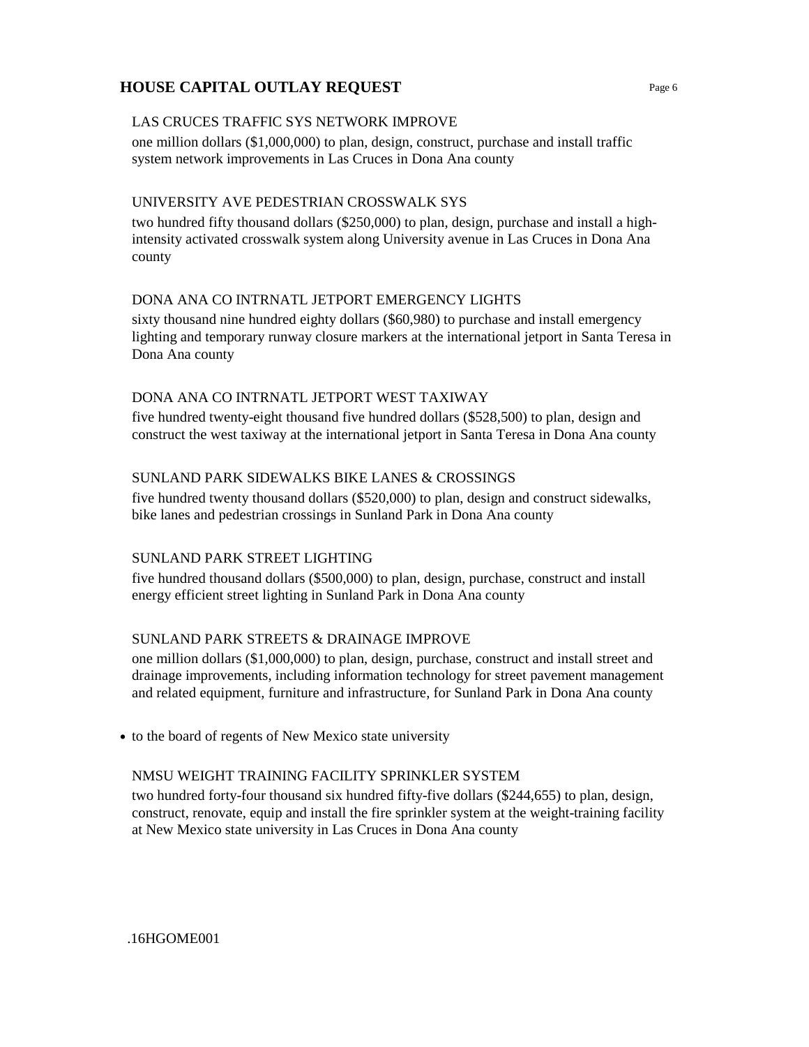LAS CRUCES TRAFFIC SYS NETWORK IMPROVE

one million dollars ($1,000,000) to plan, design, construct, purchase and install traffic system network improvements in Las Cruces in Dona Ana county

UNIVERSITY AVE PEDESTRIAN CROSSWALK SYS

two hundred fifty thousand dollars ($250,000) to plan, design, purchase and install a high-intensity activated crosswalk system along University avenue in Las Cruces in Dona Ana county

DONA ANA CO INTRNATL JETPORT EMERGENCY LIGHTS

sixty thousand nine hundred eighty dollars ($60,980) to purchase and install emergency lighting and temporary runway closure markers at the international jetport in Santa Teresa in Dona Ana county

DONA ANA CO INTRNATL JETPORT WEST TAXIWAY

five hundred twenty-eight thousand five hundred dollars ($528,500) to plan, design and construct the west taxiway at the international jetport in Santa Teresa in Dona Ana county

SUNLAND PARK SIDEWALKS BIKE LANES & CROSSINGS

five hundred twenty thousand dollars ($520,000) to plan, design and construct sidewalks, bike lanes and pedestrian crossings in Sunland Park in Dona Ana county

SUNLAND PARK STREET LIGHTING

five hundred thousand dollars ($500,000) to plan, design, purchase, construct and install energy efficient street lighting in Sunland Park in Dona Ana county

SUNLAND PARK STREETS & DRAINAGE IMPROVE

one million dollars ($1,000,000) to plan, design, purchase, construct and install street and drainage improvements, including information technology for street pavement management and related equipment, furniture and infrastructure, for Sunland Park in Dona Ana county

- to the board of regents of New Mexico state university

NMSU WEIGHT TRAINING FACILITY SPRINKLER SYSTEM

two hundred forty-four thousand six hundred fifty-five dollars ($244,655) to plan, design, construct, renovate, equip and install the fire sprinkler system at the weight-training facility at New Mexico state university in Las Cruces in Dona Ana county

.16HGOME001